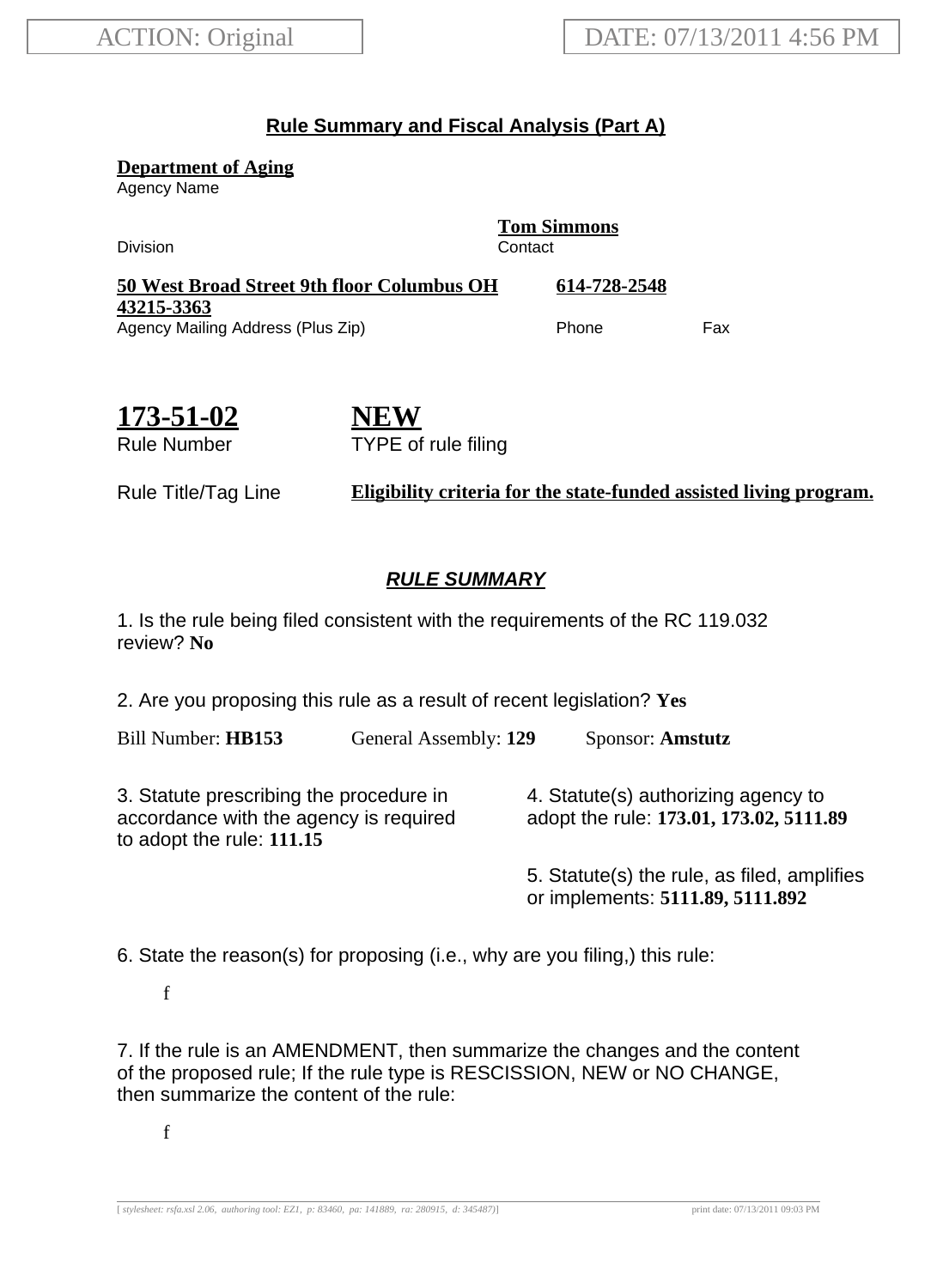ACTION: Original

DATE: 07/13/2011 4:56 PM

## Rule Summary and Fiscal Analysis (Part A)

**Department of Aging**
Agency Name

Division

**Tom Simmons**
Contact

**50 West Broad Street 9th floor Columbus OH 43215-3363**
Agency Mailing Address (Plus Zip)

**614-728-2548**
Phone

Fax

**173-51-02**
Rule Number

**NEW**
TYPE of rule filing

Rule Title/Tag Line: **Eligibility criteria for the state-funded assisted living program.**

### RULE SUMMARY

1. Is the rule being filed consistent with the requirements of the RC 119.032 review? **No**

2. Are you proposing this rule as a result of recent legislation? **Yes**

Bill Number: **HB153** General Assembly: **129** Sponsor: **Amstutz**

3. Statute prescribing the procedure in accordance with the agency is required to adopt the rule: **111.15**

4. Statute(s) authorizing agency to adopt the rule: **173.01, 173.02, 5111.89**

5. Statute(s) the rule, as filed, amplifies or implements: **5111.89, 5111.892**

6. State the reason(s) for proposing (i.e., why are you filing,) this rule:

f

7. If the rule is an AMENDMENT, then summarize the changes and the content of the proposed rule; If the rule type is RESCISSION, NEW or NO CHANGE, then summarize the content of the rule:

f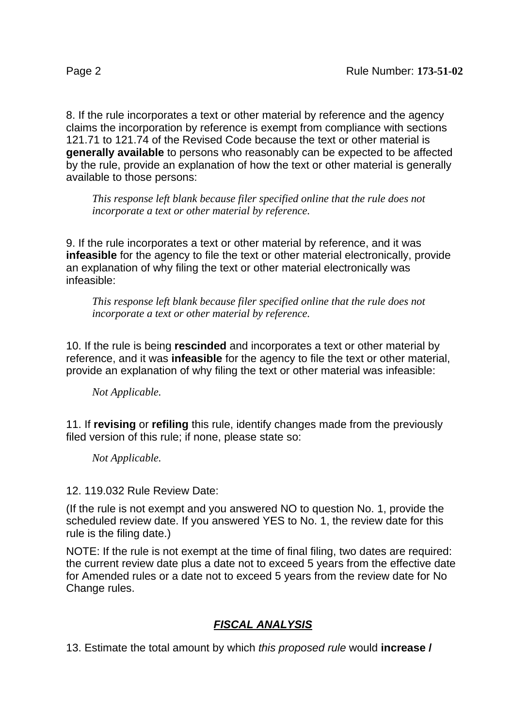8. If the rule incorporates a text or other material by reference and the agency claims the incorporation by reference is exempt from compliance with sections 121.71 to 121.74 of the Revised Code because the text or other material is **generally available** to persons who reasonably can be expected to be affected by the rule, provide an explanation of how the text or other material is generally available to those persons:

> *This response left blank because filer specified online that the rule does not incorporate a text or other material by reference.*

9. If the rule incorporates a text or other material by reference, and it was **infeasible** for the agency to file the text or other material electronically, provide an explanation of why filing the text or other material electronically was infeasible:

> *This response left blank because filer specified online that the rule does not incorporate a text or other material by reference.*

10. If the rule is being **rescinded** and incorporates a text or other material by reference, and it was **infeasible** for the agency to file the text or other material, provide an explanation of why filing the text or other material was infeasible:

> *Not Applicable.*

11. If **revising** or **refiling** this rule, identify changes made from the previously filed version of this rule; if none, please state so:

> *Not Applicable.*

12. 119.032 Rule Review Date:

(If the rule is not exempt and you answered NO to question No. 1, provide the scheduled review date. If you answered YES to No. 1, the review date for this rule is the filing date.)

NOTE: If the rule is not exempt at the time of final filing, two dates are required: the current review date plus a date not to exceed 5 years from the effective date for Amended rules or a date not to exceed 5 years from the review date for No Change rules.

## ***FISCAL ANALYSIS***

13. Estimate the total amount by which *this proposed rule* would **increase /**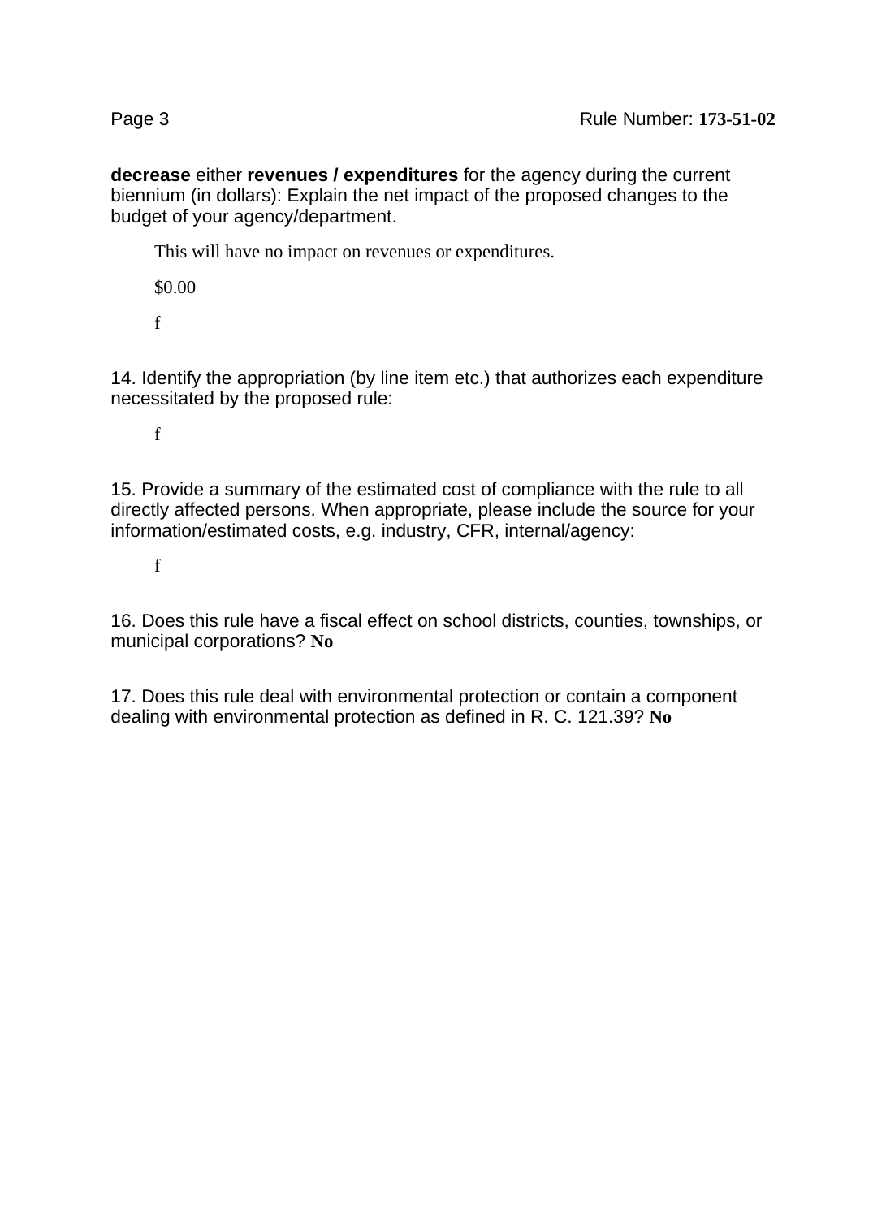**decrease** either **revenues / expenditures** for the agency during the current biennium (in dollars): Explain the net impact of the proposed changes to the budget of your agency/department.

This will have no impact on revenues or expenditures.

$0.00

f

14. Identify the appropriation (by line item etc.) that authorizes each expenditure necessitated by the proposed rule:

f

15. Provide a summary of the estimated cost of compliance with the rule to all directly affected persons. When appropriate, please include the source for your information/estimated costs, e.g. industry, CFR, internal/agency:

f

16. Does this rule have a fiscal effect on school districts, counties, townships, or municipal corporations? **No**

17. Does this rule deal with environmental protection or contain a component dealing with environmental protection as defined in R. C. 121.39? **No**